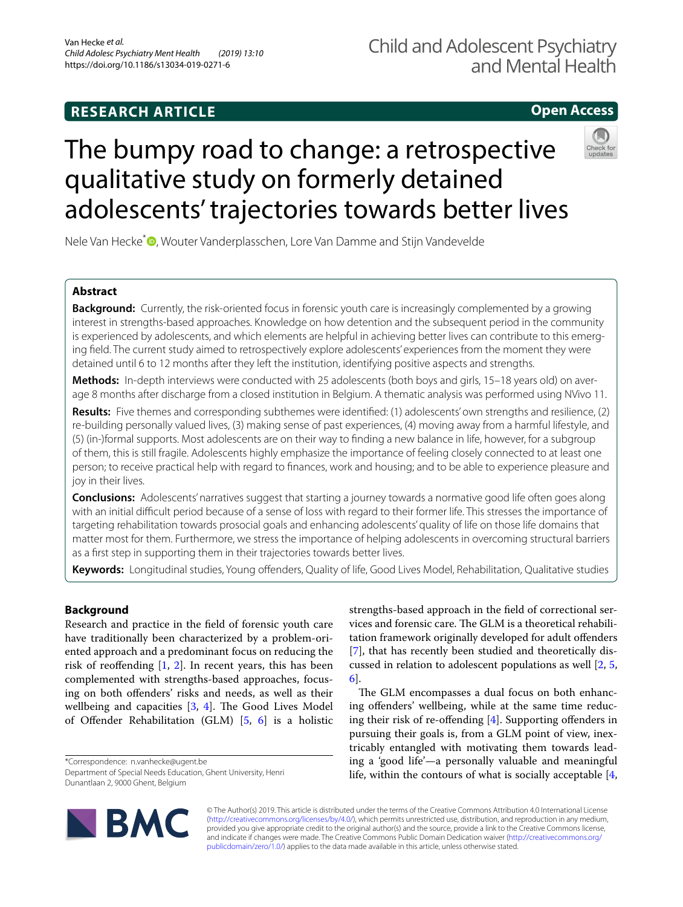RESEARCH ARTICLE

Open Access

# The bumpy road to change: a retrospective qualitative study on formerly detained adolescents' trajectories towards better lives

Nele Van Hecke*, Wouter Vanderplasschen, Lore Van Damme and Stijn Vandevelde

## Abstract

**Background:** Currently, the risk-oriented focus in forensic youth care is increasingly complemented by a growing interest in strengths-based approaches. Knowledge on how detention and the subsequent period in the community is experienced by adolescents, and which elements are helpful in achieving better lives can contribute to this emerging field. The current study aimed to retrospectively explore adolescents' experiences from the moment they were detained until 6 to 12 months after they left the institution, identifying positive aspects and strengths.

**Methods:** In-depth interviews were conducted with 25 adolescents (both boys and girls, 15–18 years old) on average 8 months after discharge from a closed institution in Belgium. A thematic analysis was performed using NVivo 11.

**Results:** Five themes and corresponding subthemes were identified: (1) adolescents' own strengths and resilience, (2) re-building personally valued lives, (3) making sense of past experiences, (4) moving away from a harmful lifestyle, and (5) (in-)formal supports. Most adolescents are on their way to finding a new balance in life, however, for a subgroup of them, this is still fragile. Adolescents highly emphasize the importance of feeling closely connected to at least one person; to receive practical help with regard to finances, work and housing; and to be able to experience pleasure and joy in their lives.

**Conclusions:** Adolescents' narratives suggest that starting a journey towards a normative good life often goes along with an initial difficult period because of a sense of loss with regard to their former life. This stresses the importance of targeting rehabilitation towards prosocial goals and enhancing adolescents' quality of life on those life domains that matter most for them. Furthermore, we stress the importance of helping adolescents in overcoming structural barriers as a first step in supporting them in their trajectories towards better lives.

**Keywords:** Longitudinal studies, Young offenders, Quality of life, Good Lives Model, Rehabilitation, Qualitative studies

## Background

Research and practice in the field of forensic youth care have traditionally been characterized by a problem-oriented approach and a predominant focus on reducing the risk of reoffending [1, 2]. In recent years, this has been complemented with strengths-based approaches, focusing on both offenders' risks and needs, as well as their wellbeing and capacities [3, 4]. The Good Lives Model of Offender Rehabilitation (GLM) [5, 6] is a holistic strengths-based approach in the field of correctional services and forensic care. The GLM is a theoretical rehabilitation framework originally developed for adult offenders [7], that has recently been studied and theoretically discussed in relation to adolescent populations as well [2, 5, 6].

The GLM encompasses a dual focus on both enhancing offenders' wellbeing, while at the same time reducing their risk of re-offending [4]. Supporting offenders in pursuing their goals is, from a GLM point of view, inextricably entangled with motivating them towards leading a 'good life'—a personally valuable and meaningful life, within the contours of what is socially acceptable [4,

*Correspondence: n.vanhecke@ugent.be
Department of Special Needs Education, Ghent University, Henri Dunantlaan 2, 9000 Ghent, Belgium

© The Author(s) 2019. This article is distributed under the terms of the Creative Commons Attribution 4.0 International License (http://creativecommons.org/licenses/by/4.0/), which permits unrestricted use, distribution, and reproduction in any medium, provided you give appropriate credit to the original author(s) and the source, provide a link to the Creative Commons license, and indicate if changes were made. The Creative Commons Public Domain Dedication waiver (http://creativecommons.org/publicdomain/zero/1.0/) applies to the data made available in this article, unless otherwise stated.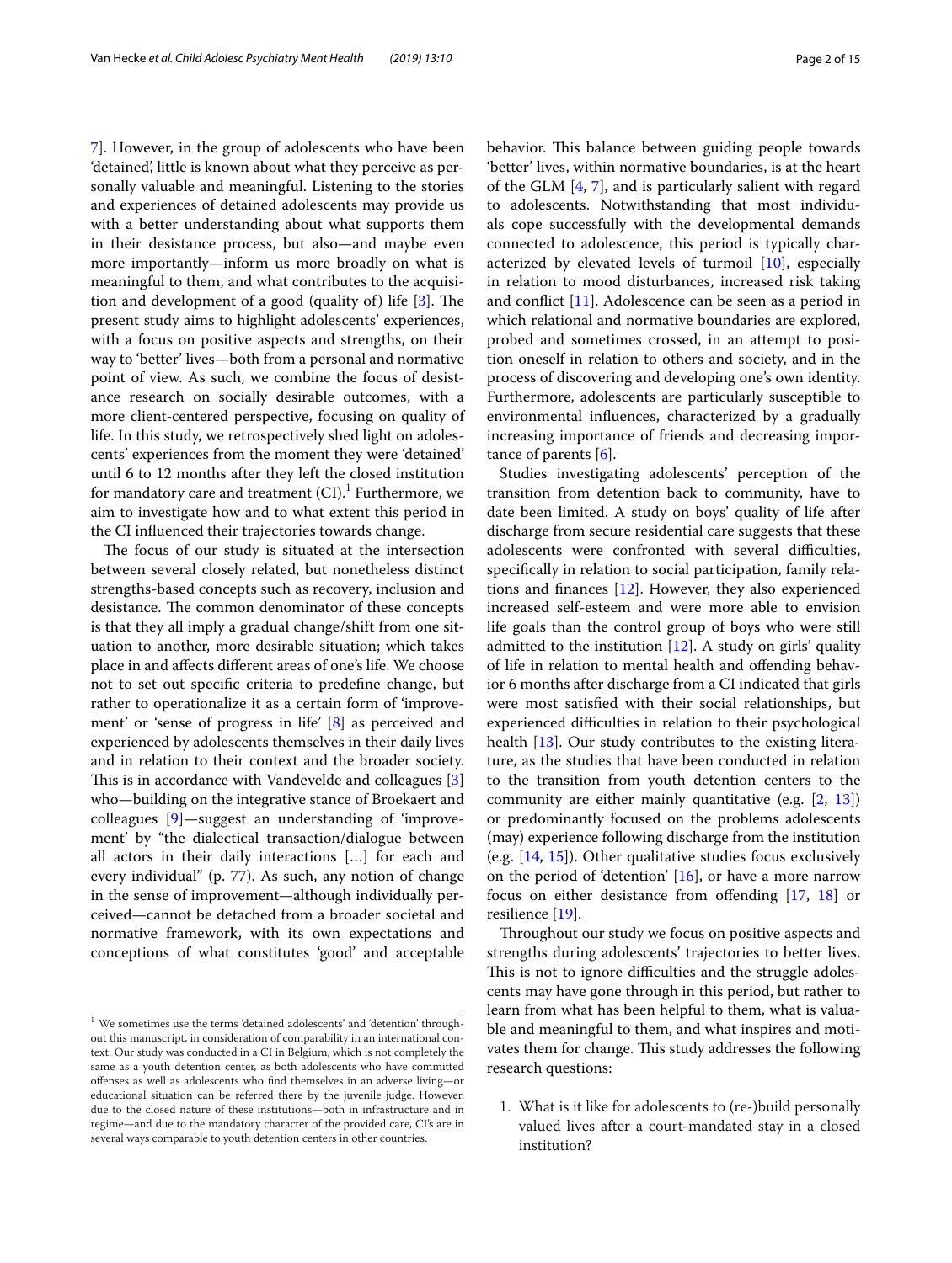7]. However, in the group of adolescents who have been 'detained', little is known about what they perceive as personally valuable and meaningful. Listening to the stories and experiences of detained adolescents may provide us with a better understanding about what supports them in their desistance process, but also—and maybe even more importantly—inform us more broadly on what is meaningful to them, and what contributes to the acquisition and development of a good (quality of) life [3]. The present study aims to highlight adolescents' experiences, with a focus on positive aspects and strengths, on their way to 'better' lives—both from a personal and normative point of view. As such, we combine the focus of desistance research on socially desirable outcomes, with a more client-centered perspective, focusing on quality of life. In this study, we retrospectively shed light on adolescents' experiences from the moment they were 'detained' until 6 to 12 months after they left the closed institution for mandatory care and treatment (CI).[1] Furthermore, we aim to investigate how and to what extent this period in the CI influenced their trajectories towards change.

The focus of our study is situated at the intersection between several closely related, but nonetheless distinct strengths-based concepts such as recovery, inclusion and desistance. The common denominator of these concepts is that they all imply a gradual change/shift from one situation to another, more desirable situation; which takes place in and affects different areas of one's life. We choose not to set out specific criteria to predefine change, but rather to operationalize it as a certain form of 'improvement' or 'sense of progress in life' [8] as perceived and experienced by adolescents themselves in their daily lives and in relation to their context and the broader society. This is in accordance with Vandevelde and colleagues [3] who—building on the integrative stance of Broekaert and colleagues [9]—suggest an understanding of 'improvement' by "the dialectical transaction/dialogue between all actors in their daily interactions [...] for each and every individual" (p. 77). As such, any notion of change in the sense of improvement—although individually perceived—cannot be detached from a broader societal and normative framework, with its own expectations and conceptions of what constitutes 'good' and acceptable behavior. This balance between guiding people towards 'better' lives, within normative boundaries, is at the heart of the GLM [4, 7], and is particularly salient with regard to adolescents. Notwithstanding that most individuals cope successfully with the developmental demands connected to adolescence, this period is typically characterized by elevated levels of turmoil [10], especially in relation to mood disturbances, increased risk taking and conflict [11]. Adolescence can be seen as a period in which relational and normative boundaries are explored, probed and sometimes crossed, in an attempt to position oneself in relation to others and society, and in the process of discovering and developing one's own identity. Furthermore, adolescents are particularly susceptible to environmental influences, characterized by a gradually increasing importance of friends and decreasing importance of parents [6].

Studies investigating adolescents' perception of the transition from detention back to community, have to date been limited. A study on boys' quality of life after discharge from secure residential care suggests that these adolescents were confronted with several difficulties, specifically in relation to social participation, family relations and finances [12]. However, they also experienced increased self-esteem and were more able to envision life goals than the control group of boys who were still admitted to the institution [12]. A study on girls' quality of life in relation to mental health and offending behavior 6 months after discharge from a CI indicated that girls were most satisfied with their social relationships, but experienced difficulties in relation to their psychological health [13]. Our study contributes to the existing literature, as the studies that have been conducted in relation to the transition from youth detention centers to the community are either mainly quantitative (e.g. [2, 13]) or predominantly focused on the problems adolescents (may) experience following discharge from the institution (e.g. [14, 15]). Other qualitative studies focus exclusively on the period of 'detention' [16], or have a more narrow focus on either desistance from offending [17, 18] or resilience [19].

Throughout our study we focus on positive aspects and strengths during adolescents' trajectories to better lives. This is not to ignore difficulties and the struggle adolescents may have gone through in this period, but rather to learn from what has been helpful to them, what is valuable and meaningful to them, and what inspires and motivates them for change. This study addresses the following research questions:

1. What is it like for adolescents to (re-)build personally valued lives after a court-mandated stay in a closed institution?

[1] We sometimes use the terms 'detained adolescents' and 'detention' throughout this manuscript, in consideration of comparability in an international context. Our study was conducted in a CI in Belgium, which is not completely the same as a youth detention center, as both adolescents who have committed offenses as well as adolescents who find themselves in an adverse living—or educational situation can be referred there by the juvenile judge. However, due to the closed nature of these institutions—both in infrastructure and in regime—and due to the mandatory character of the provided care, CI's are in several ways comparable to youth detention centers in other countries.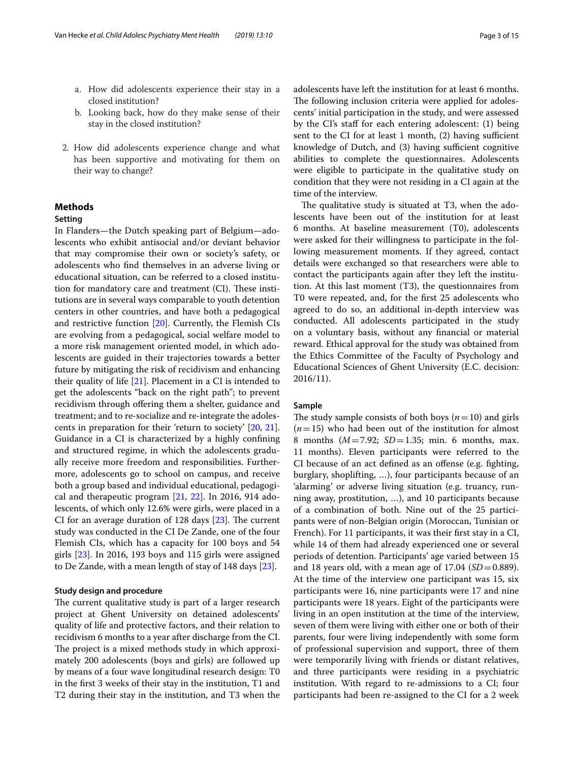a. How did adolescents experience their stay in a closed institution?
b. Looking back, how do they make sense of their stay in the closed institution?

2. How did adolescents experience change and what has been supportive and motivating for them on their way to change?

## Methods

### Setting

In Flanders—the Dutch speaking part of Belgium—adolescents who exhibit antisocial and/or deviant behavior that may compromise their own or society's safety, or adolescents who find themselves in an adverse living or educational situation, can be referred to a closed institution for mandatory care and treatment (CI). These institutions are in several ways comparable to youth detention centers in other countries, and have both a pedagogical and restrictive function [20]. Currently, the Flemish CIs are evolving from a pedagogical, social welfare model to a more risk management oriented model, in which adolescents are guided in their trajectories towards a better future by mitigating the risk of recidivism and enhancing their quality of life [21]. Placement in a CI is intended to get the adolescents "back on the right path"; to prevent recidivism through offering them a shelter, guidance and treatment; and to re-socialize and re-integrate the adolescents in preparation for their 'return to society' [20, 21]. Guidance in a CI is characterized by a highly confining and structured regime, in which the adolescents gradually receive more freedom and responsibilities. Furthermore, adolescents go to school on campus, and receive both a group based and individual educational, pedagogical and therapeutic program [21, 22]. In 2016, 914 adolescents, of which only 12.6% were girls, were placed in a CI for an average duration of 128 days [23]. The current study was conducted in the CI De Zande, one of the four Flemish CIs, which has a capacity for 100 boys and 54 girls [23]. In 2016, 193 boys and 115 girls were assigned to De Zande, with a mean length of stay of 148 days [23].

### Study design and procedure

The current qualitative study is part of a larger research project at Ghent University on detained adolescents' quality of life and protective factors, and their relation to recidivism 6 months to a year after discharge from the CI. The project is a mixed methods study in which approximately 200 adolescents (boys and girls) are followed up by means of a four wave longitudinal research design: T0 in the first 3 weeks of their stay in the institution, T1 and T2 during their stay in the institution, and T3 when the adolescents have left the institution for at least 6 months. The following inclusion criteria were applied for adolescents' initial participation in the study, and were assessed by the CI's staff for each entering adolescent: (1) being sent to the CI for at least 1 month, (2) having sufficient knowledge of Dutch, and (3) having sufficient cognitive abilities to complete the questionnaires. Adolescents were eligible to participate in the qualitative study on condition that they were not residing in a CI again at the time of the interview.

The qualitative study is situated at T3, when the adolescents have been out of the institution for at least 6 months. At baseline measurement (T0), adolescents were asked for their willingness to participate in the following measurement moments. If they agreed, contact details were exchanged so that researchers were able to contact the participants again after they left the institution. At this last moment (T3), the questionnaires from T0 were repeated, and, for the first 25 adolescents who agreed to do so, an additional in-depth interview was conducted. All adolescents participated in the study on a voluntary basis, without any financial or material reward. Ethical approval for the study was obtained from the Ethics Committee of the Faculty of Psychology and Educational Sciences of Ghent University (E.C. decision: 2016/11).

### Sample

The study sample consists of both boys ($n = 10$) and girls ($n = 15$) who had been out of the institution for almost 8 months ($M = 7.92$; $SD = 1.35$; min. 6 months, max. 11 months). Eleven participants were referred to the CI because of an act defined as an offense (e.g. fighting, burglary, shoplifting, ...), four participants because of an 'alarming' or adverse living situation (e.g. truancy, running away, prostitution, ...), and 10 participants because of a combination of both. Nine out of the 25 participants were of non-Belgian origin (Moroccan, Tunisian or French). For 11 participants, it was their first stay in a CI, while 14 of them had already experienced one or several periods of detention. Participants' age varied between 15 and 18 years old, with a mean age of 17.04 ($SD = 0.889$). At the time of the interview one participant was 15, six participants were 16, nine participants were 17 and nine participants were 18 years. Eight of the participants were living in an open institution at the time of the interview, seven of them were living with either one or both of their parents, four were living independently with some form of professional supervision and support, three of them were temporarily living with friends or distant relatives, and three participants were residing in a psychiatric institution. With regard to re-admissions to a CI; four participants had been re-assigned to the CI for a 2 week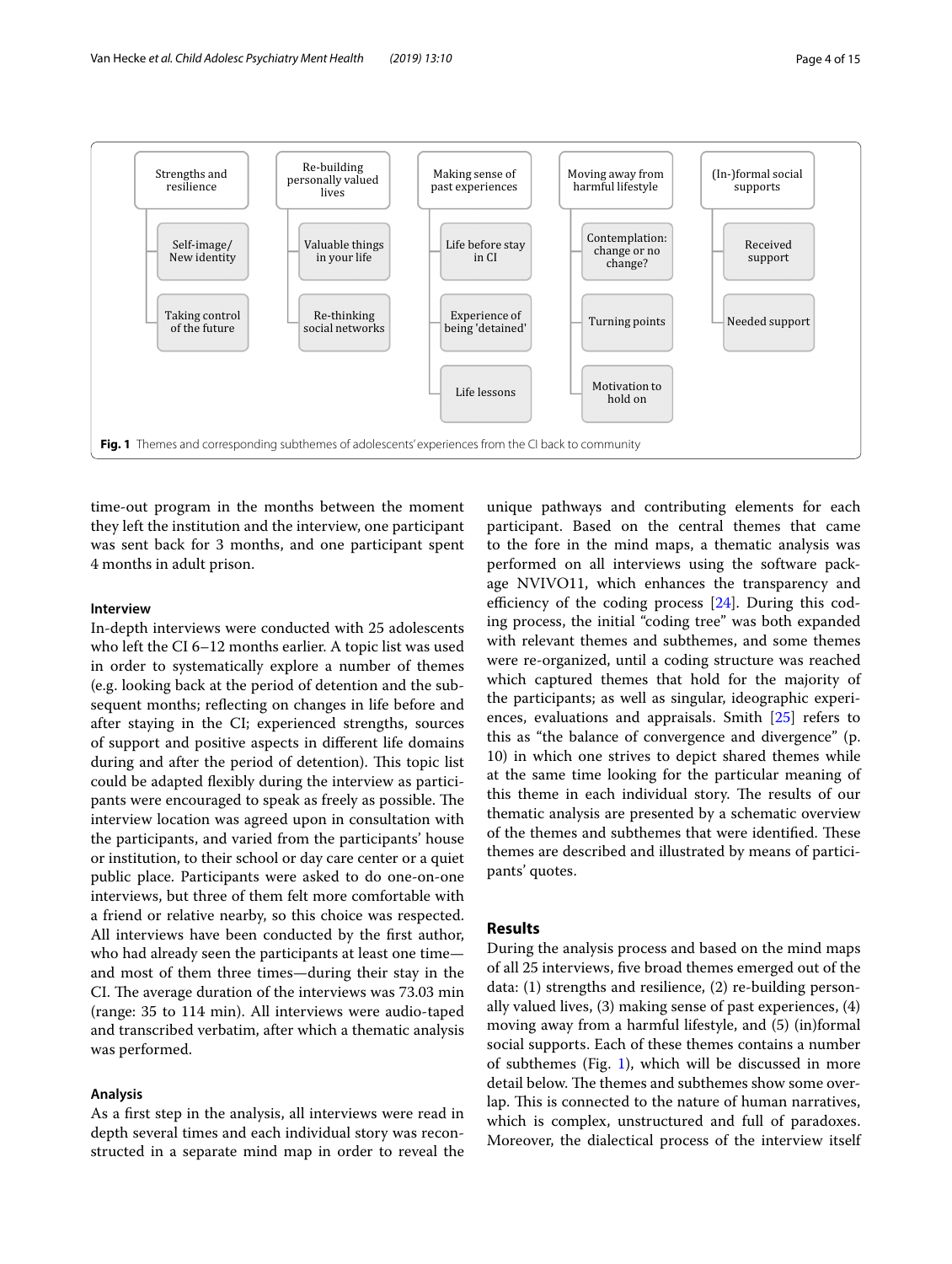- Strengths and resilience
  - Self-image/ New identity
  - Taking control of the future
- Re-building personally valued lives
  - Valuable things in your life
  - Re-thinking social networks
- Making sense of past experiences
  - Life before stay in CI
  - Experience of being 'detained'
  - Life lessons
- Moving away from harmful lifestyle
  - Contemplation: change or no change?
  - Turning points
  - Motivation to hold on
- (In-)formal social supports
  - Received support
  - Needed support

**Fig. 1** Themes and corresponding subthemes of adolescents' experiences from the CI back to community

time-out program in the months between the moment they left the institution and the interview, one participant was sent back for 3 months, and one participant spent 4 months in adult prison.

### Interview

In-depth interviews were conducted with 25 adolescents who left the CI 6–12 months earlier. A topic list was used in order to systematically explore a number of themes (e.g. looking back at the period of detention and the subsequent months; reflecting on changes in life before and after staying in the CI; experienced strengths, sources of support and positive aspects in different life domains during and after the period of detention). This topic list could be adapted flexibly during the interview as participants were encouraged to speak as freely as possible. The interview location was agreed upon in consultation with the participants, and varied from the participants' house or institution, to their school or day care center or a quiet public place. Participants were asked to do one-on-one interviews, but three of them felt more comfortable with a friend or relative nearby, so this choice was respected. All interviews have been conducted by the first author, who had already seen the participants at least one time—and most of them three times—during their stay in the CI. The average duration of the interviews was 73.03 min (range: 35 to 114 min). All interviews were audio-taped and transcribed verbatim, after which a thematic analysis was performed.

### Analysis

As a first step in the analysis, all interviews were read in depth several times and each individual story was reconstructed in a separate mind map in order to reveal the unique pathways and contributing elements for each participant. Based on the central themes that came to the fore in the mind maps, a thematic analysis was performed on all interviews using the software package NVIVO11, which enhances the transparency and efficiency of the coding process [24]. During this coding process, the initial "coding tree" was both expanded with relevant themes and subthemes, and some themes were re-organized, until a coding structure was reached which captured themes that hold for the majority of the participants; as well as singular, ideographic experiences, evaluations and appraisals. Smith [25] refers to this as "the balance of convergence and divergence" (p. 10) in which one strives to depict shared themes while at the same time looking for the particular meaning of this theme in each individual story. The results of our thematic analysis are presented by a schematic overview of the themes and subthemes that were identified. These themes are described and illustrated by means of participants' quotes.

## Results

During the analysis process and based on the mind maps of all 25 interviews, five broad themes emerged out of the data: (1) strengths and resilience, (2) re-building personally valued lives, (3) making sense of past experiences, (4) moving away from a harmful lifestyle, and (5) (in)formal social supports. Each of these themes contains a number of subthemes (Fig. 1), which will be discussed in more detail below. The themes and subthemes show some overlap. This is connected to the nature of human narratives, which is complex, unstructured and full of paradoxes. Moreover, the dialectical process of the interview itself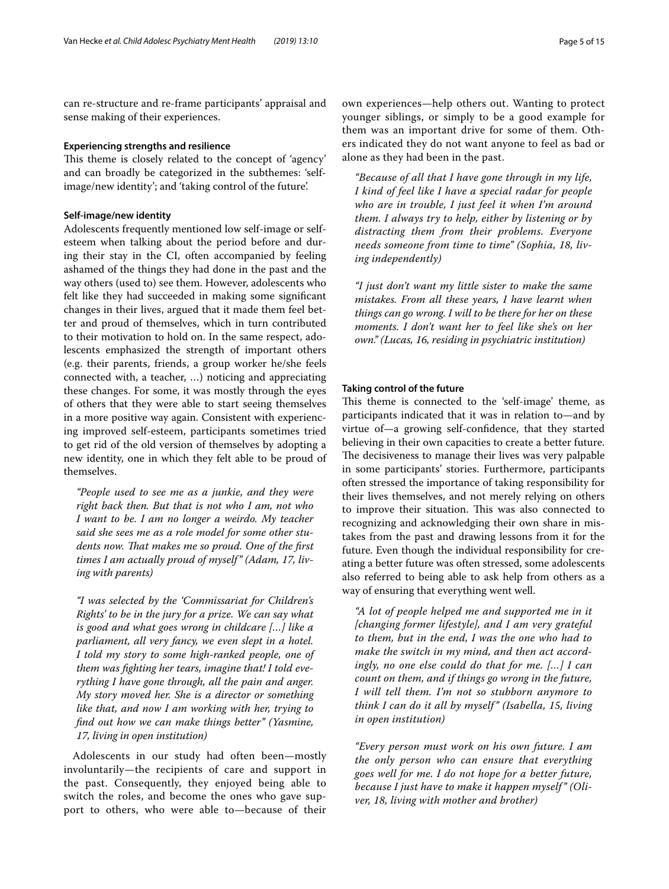can re-structure and re-frame participants' appraisal and sense making of their experiences.

#### Experiencing strengths and resilience

This theme is closely related to the concept of 'agency' and can broadly be categorized in the subthemes: 'self-image/new identity'; and 'taking control of the future'.

#### Self-image/new identity

Adolescents frequently mentioned low self-image or self-esteem when talking about the period before and during their stay in the CI, often accompanied by feeling ashamed of the things they had done in the past and the way others (used to) see them. However, adolescents who felt like they had succeeded in making some significant changes in their lives, argued that it made them feel better and proud of themselves, which in turn contributed to their motivation to hold on. In the same respect, adolescents emphasized the strength of important others (e.g. their parents, friends, a group worker he/she feels connected with, a teacher, …) noticing and appreciating these changes. For some, it was mostly through the eyes of others that they were able to start seeing themselves in a more positive way again. Consistent with experiencing improved self-esteem, participants sometimes tried to get rid of the old version of themselves by adopting a new identity, one in which they felt able to be proud of themselves.

> *"People used to see me as a junkie, and they were right back then. But that is not who I am, not who I want to be. I am no longer a weirdo. My teacher said she sees me as a role model for some other students now. That makes me so proud. One of the first times I am actually proud of myself" (Adam, 17, living with parents)*

> *"I was selected by the 'Commissariat for Children's Rights' to be in the jury for a prize. We can say what is good and what goes wrong in childcare [...] like a parliament, all very fancy, we even slept in a hotel. I told my story to some high-ranked people, one of them was fighting her tears, imagine that! I told everything I have gone through, all the pain and anger. My story moved her. She is a director or something like that, and now I am working with her, trying to find out how we can make things better" (Yasmine, 17, living in open institution)*

Adolescents in our study had often been—mostly involuntarily—the recipients of care and support in the past. Consequently, they enjoyed being able to switch the roles, and become the ones who gave support to others, who were able to—because of their own experiences—help others out. Wanting to protect younger siblings, or simply to be a good example for them was an important drive for some of them. Others indicated they do not want anyone to feel as bad or alone as they had been in the past.

> *"Because of all that I have gone through in my life, I kind of feel like I have a special radar for people who are in trouble, I just feel it when I'm around them. I always try to help, either by listening or by distracting them from their problems. Everyone needs someone from time to time" (Sophia, 18, living independently)*

> *"I just don't want my little sister to make the same mistakes. From all these years, I have learnt when things can go wrong. I will to be there for her on these moments. I don't want her to feel like she's on her own." (Lucas, 16, residing in psychiatric institution)*

#### Taking control of the future

This theme is connected to the 'self-image' theme, as participants indicated that it was in relation to—and by virtue of—a growing self-confidence, that they started believing in their own capacities to create a better future. The decisiveness to manage their lives was very palpable in some participants' stories. Furthermore, participants often stressed the importance of taking responsibility for their lives themselves, and not merely relying on others to improve their situation. This was also connected to recognizing and acknowledging their own share in mistakes from the past and drawing lessons from it for the future. Even though the individual responsibility for creating a better future was often stressed, some adolescents also referred to being able to ask help from others as a way of ensuring that everything went well.

> *"A lot of people helped me and supported me in it [changing former lifestyle], and I am very grateful to them, but in the end, I was the one who had to make the switch in my mind, and then act accordingly, no one else could do that for me. [...] I can count on them, and if things go wrong in the future, I will tell them. I'm not so stubborn anymore to think I can do it all by myself" (Isabella, 15, living in open institution)*

> *"Every person must work on his own future. I am the only person who can ensure that everything goes well for me. I do not hope for a better future, because I just have to make it happen myself" (Oliver, 18, living with mother and brother)*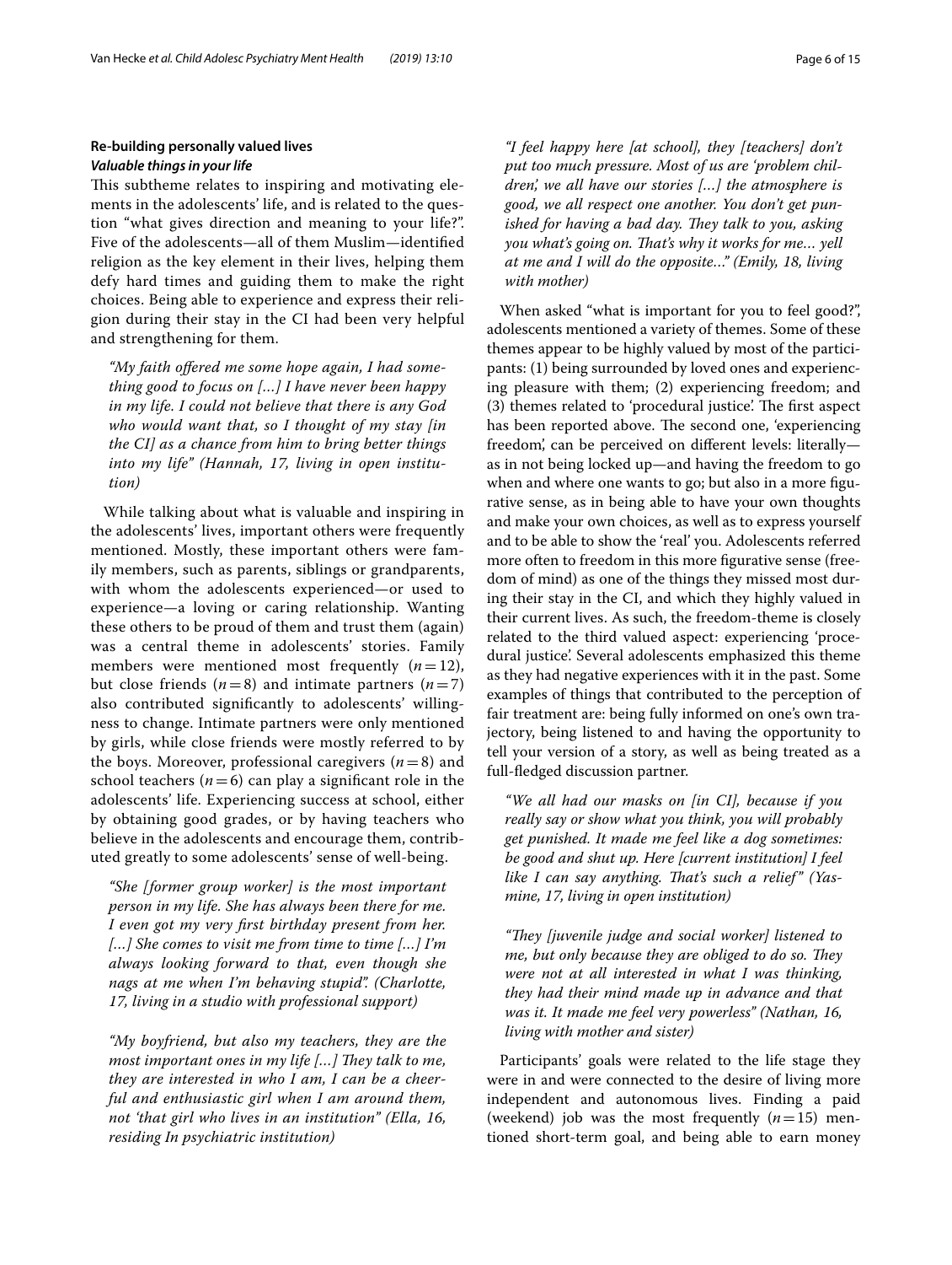## Re-building personally valued lives

### *Valuable things in your life*

This subtheme relates to inspiring and motivating elements in the adolescents' life, and is related to the question "what gives direction and meaning to your life?". Five of the adolescents—all of them Muslim—identified religion as the key element in their lives, helping them defy hard times and guiding them to make the right choices. Being able to experience and express their religion during their stay in the CI had been very helpful and strengthening for them.

> *"My faith offered me some hope again, I had something good to focus on [...] I have never been happy in my life. I could not believe that there is any God who would want that, so I thought of my stay [in the CI] as a chance from him to bring better things into my life" (Hannah, 17, living in open institution)*

While talking about what is valuable and inspiring in the adolescents' lives, important others were frequently mentioned. Mostly, these important others were family members, such as parents, siblings or grandparents, with whom the adolescents experienced—or used to experience—a loving or caring relationship. Wanting these others to be proud of them and trust them (again) was a central theme in adolescents' stories. Family members were mentioned most frequently ($n=12$), but close friends ($n=8$) and intimate partners ($n=7$) also contributed significantly to adolescents' willingness to change. Intimate partners were only mentioned by girls, while close friends were mostly referred to by the boys. Moreover, professional caregivers ($n=8$) and school teachers ($n=6$) can play a significant role in the adolescents' life. Experiencing success at school, either by obtaining good grades, or by having teachers who believe in the adolescents and encourage them, contributed greatly to some adolescents' sense of well-being.

> *"She [former group worker] is the most important person in my life. She has always been there for me. I even got my very first birthday present from her. [...] She comes to visit me from time to time [...] I'm always looking forward to that, even though she nags at me when I'm behaving stupid". (Charlotte, 17, living in a studio with professional support)*

> *"My boyfriend, but also my teachers, they are the most important ones in my life [...] They talk to me, they are interested in who I am, I can be a cheerful and enthusiastic girl when I am around them, not 'that girl who lives in an institution" (Ella, 16, residing In psychiatric institution)*

> *"I feel happy here [at school], they [teachers] don't put too much pressure. Most of us are 'problem children', we all have our stories [...] the atmosphere is good, we all respect one another. You don't get punished for having a bad day. They talk to you, asking you what's going on. That's why it works for me... yell at me and I will do the opposite..." (Emily, 18, living with mother)*

When asked "what is important for you to feel good?", adolescents mentioned a variety of themes. Some of these themes appear to be highly valued by most of the participants: (1) being surrounded by loved ones and experiencing pleasure with them; (2) experiencing freedom; and (3) themes related to 'procedural justice'. The first aspect has been reported above. The second one, 'experiencing freedom', can be perceived on different levels: literally—as in not being locked up—and having the freedom to go when and where one wants to go; but also in a more figurative sense, as in being able to have your own thoughts and make your own choices, as well as to express yourself and to be able to show the 'real' you. Adolescents referred more often to freedom in this more figurative sense (freedom of mind) as one of the things they missed most during their stay in the CI, and which they highly valued in their current lives. As such, the freedom-theme is closely related to the third valued aspect: experiencing 'procedural justice'. Several adolescents emphasized this theme as they had negative experiences with it in the past. Some examples of things that contributed to the perception of fair treatment are: being fully informed on one's own trajectory, being listened to and having the opportunity to tell your version of a story, as well as being treated as a full-fledged discussion partner.

> *"We all had our masks on [in CI], because if you really say or show what you think, you will probably get punished. It made me feel like a dog sometimes: be good and shut up. Here [current institution] I feel like I can say anything. That's such a relief" (Yasmine, 17, living in open institution)*

> *"They [juvenile judge and social worker] listened to me, but only because they are obliged to do so. They were not at all interested in what I was thinking, they had their mind made up in advance and that was it. It made me feel very powerless" (Nathan, 16, living with mother and sister)*

Participants' goals were related to the life stage they were in and were connected to the desire of living more independent and autonomous lives. Finding a paid (weekend) job was the most frequently ($n=15$) mentioned short-term goal, and being able to earn money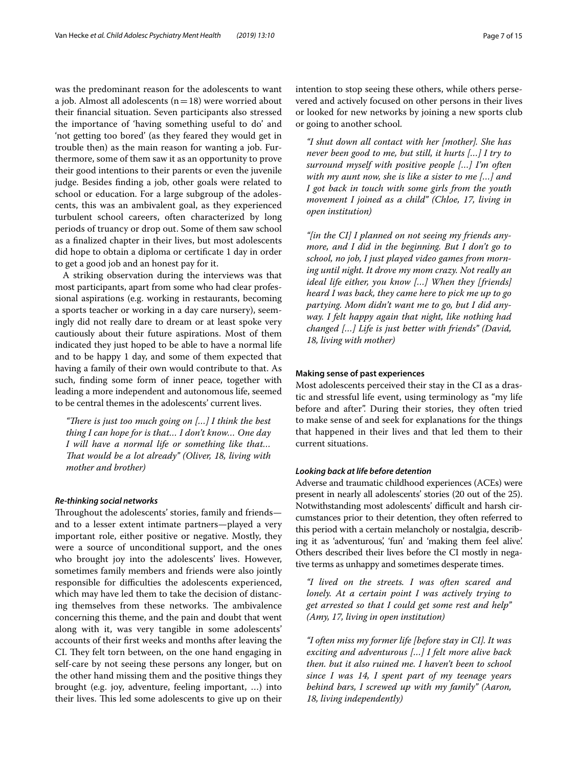was the predominant reason for the adolescents to want a job. Almost all adolescents (n = 18) were worried about their financial situation. Seven participants also stressed the importance of 'having something useful to do' and 'not getting too bored' (as they feared they would get in trouble then) as the main reason for wanting a job. Furthermore, some of them saw it as an opportunity to prove their good intentions to their parents or even the juvenile judge. Besides finding a job, other goals were related to school or education. For a large subgroup of the adolescents, this was an ambivalent goal, as they experienced turbulent school careers, often characterized by long periods of truancy or drop out. Some of them saw school as a finalized chapter in their lives, but most adolescents did hope to obtain a diploma or certificate 1 day in order to get a good job and an honest pay for it.

A striking observation during the interviews was that most participants, apart from some who had clear professional aspirations (e.g. working in restaurants, becoming a sports teacher or working in a day care nursery), seemingly did not really dare to dream or at least spoke very cautiously about their future aspirations. Most of them indicated they just hoped to be able to have a normal life and to be happy 1 day, and some of them expected that having a family of their own would contribute to that. As such, finding some form of inner peace, together with leading a more independent and autonomous life, seemed to be central themes in the adolescents' current lives.

> *"There is just too much going on […] I think the best thing I can hope for is that… I don't know… One day I will have a normal life or something like that… That would be a lot already" (Oliver, 18, living with mother and brother)*

#### *Re-thinking social networks*

Throughout the adolescents' stories, family and friends—and to a lesser extent intimate partners—played a very important role, either positive or negative. Mostly, they were a source of unconditional support, and the ones who brought joy into the adolescents' lives. However, sometimes family members and friends were also jointly responsible for difficulties the adolescents experienced, which may have led them to take the decision of distancing themselves from these networks. The ambivalence concerning this theme, and the pain and doubt that went along with it, was very tangible in some adolescents' accounts of their first weeks and months after leaving the CI. They felt torn between, on the one hand engaging in self-care by not seeing these persons any longer, but on the other hand missing them and the positive things they brought (e.g. joy, adventure, feeling important, …) into their lives. This led some adolescents to give up on their intention to stop seeing these others, while others persevered and actively focused on other persons in their lives or looked for new networks by joining a new sports club or going to another school.

> *"I shut down all contact with her [mother]. She has never been good to me, but still, it hurts […] I try to surround myself with positive people […] I'm often with my aunt now, she is like a sister to me […] and I got back in touch with some girls from the youth movement I joined as a child" (Chloe, 17, living in open institution)*

> *"[in the CI] I planned on not seeing my friends anymore, and I did in the beginning. But I don't go to school, no job, I just played video games from morning until night. It drove my mom crazy. Not really an ideal life either, you know […] When they [friends] heard I was back, they came here to pick me up to go partying. Mom didn't want me to go, but I did anyway. I felt happy again that night, like nothing had changed […] Life is just better with friends" (David, 18, living with mother)*

### Making sense of past experiences

Most adolescents perceived their stay in the CI as a drastic and stressful life event, using terminology as "my life before and after". During their stories, they often tried to make sense of and seek for explanations for the things that happened in their lives and that led them to their current situations.

#### *Looking back at life before detention*

Adverse and traumatic childhood experiences (ACEs) were present in nearly all adolescents' stories (20 out of the 25). Notwithstanding most adolescents' difficult and harsh circumstances prior to their detention, they often referred to this period with a certain melancholy or nostalgia, describing it as 'adventurous', 'fun' and 'making them feel alive'. Others described their lives before the CI mostly in negative terms as unhappy and sometimes desperate times.

> *"I lived on the streets. I was often scared and lonely. At a certain point I was actively trying to get arrested so that I could get some rest and help" (Amy, 17, living in open institution)*

> *"I often miss my former life [before stay in CI]. It was exciting and adventurous […] I felt more alive back then. but it also ruined me. I haven't been to school since I was 14, I spent part of my teenage years behind bars, I screwed up with my family" (Aaron, 18, living independently)*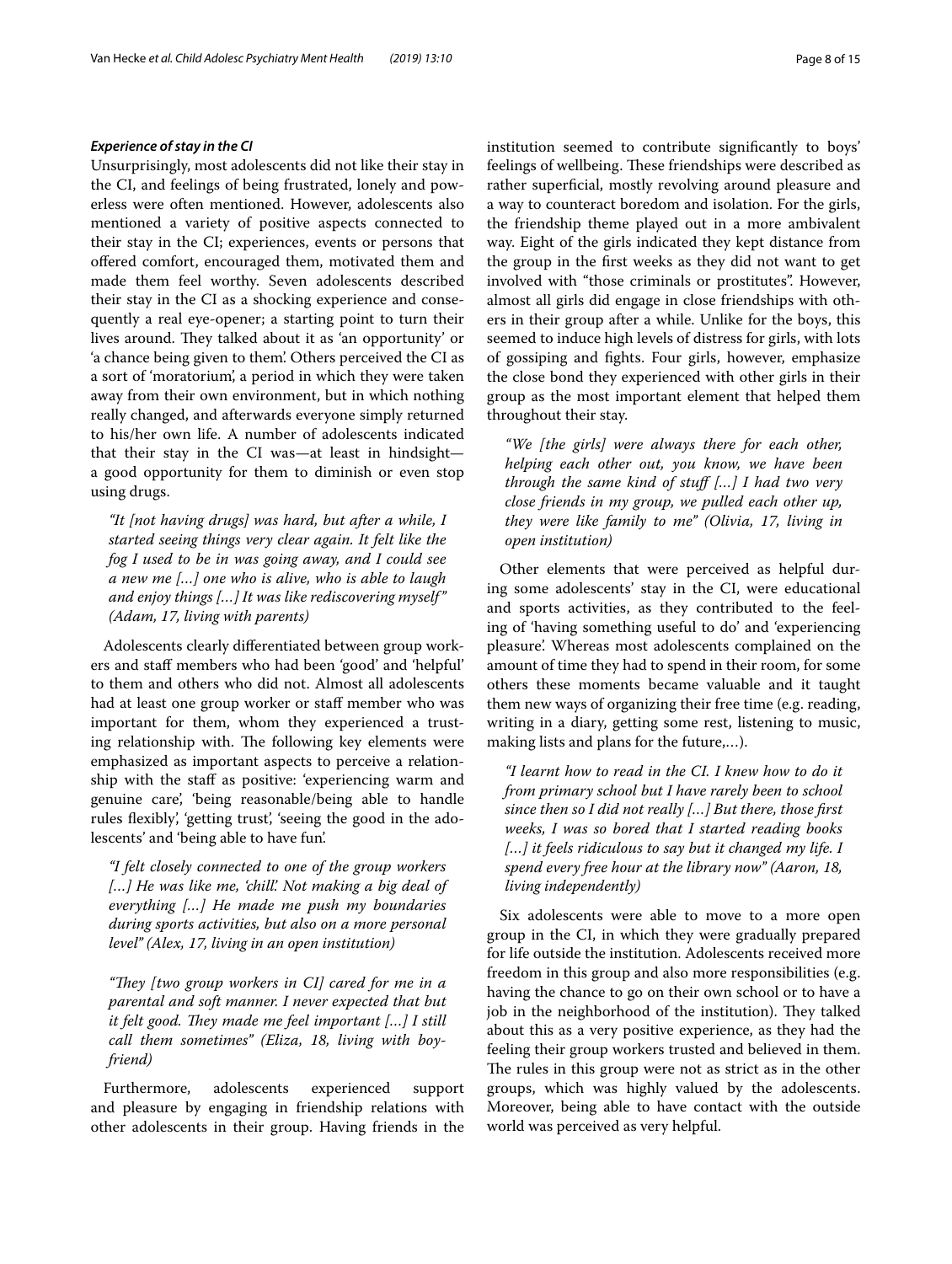#### *Experience of stay in the CI*

Unsurprisingly, most adolescents did not like their stay in the CI, and feelings of being frustrated, lonely and powerless were often mentioned. However, adolescents also mentioned a variety of positive aspects connected to their stay in the CI; experiences, events or persons that offered comfort, encouraged them, motivated them and made them feel worthy. Seven adolescents described their stay in the CI as a shocking experience and consequently a real eye-opener; a starting point to turn their lives around. They talked about it as 'an opportunity' or 'a chance being given to them'. Others perceived the CI as a sort of 'moratorium', a period in which they were taken away from their own environment, but in which nothing really changed, and afterwards everyone simply returned to his/her own life. A number of adolescents indicated that their stay in the CI was—at least in hindsight—a good opportunity for them to diminish or even stop using drugs.

> *"It [not having drugs] was hard, but after a while, I started seeing things very clear again. It felt like the fog I used to be in was going away, and I could see a new me […] one who is alive, who is able to laugh and enjoy things […] It was like rediscovering myself" (Adam, 17, living with parents)*

Adolescents clearly differentiated between group workers and staff members who had been 'good' and 'helpful' to them and others who did not. Almost all adolescents had at least one group worker or staff member who was important for them, whom they experienced a trusting relationship with. The following key elements were emphasized as important aspects to perceive a relationship with the staff as positive: 'experiencing warm and genuine care', 'being reasonable/being able to handle rules flexibly', 'getting trust', 'seeing the good in the adolescents' and 'being able to have fun'.

> *"I felt closely connected to one of the group workers […] He was like me, 'chill'. Not making a big deal of everything […] He made me push my boundaries during sports activities, but also on a more personal level" (Alex, 17, living in an open institution)*

> *"They [two group workers in CI] cared for me in a parental and soft manner. I never expected that but it felt good. They made me feel important […] I still call them sometimes" (Eliza, 18, living with boyfriend)*

Furthermore, adolescents experienced support and pleasure by engaging in friendship relations with other adolescents in their group. Having friends in the institution seemed to contribute significantly to boys' feelings of wellbeing. These friendships were described as rather superficial, mostly revolving around pleasure and a way to counteract boredom and isolation. For the girls, the friendship theme played out in a more ambivalent way. Eight of the girls indicated they kept distance from the group in the first weeks as they did not want to get involved with "those criminals or prostitutes". However, almost all girls did engage in close friendships with others in their group after a while. Unlike for the boys, this seemed to induce high levels of distress for girls, with lots of gossiping and fights. Four girls, however, emphasize the close bond they experienced with other girls in their group as the most important element that helped them throughout their stay.

> *"We [the girls] were always there for each other, helping each other out, you know, we have been through the same kind of stuff […] I had two very close friends in my group, we pulled each other up, they were like family to me" (Olivia, 17, living in open institution)*

Other elements that were perceived as helpful during some adolescents' stay in the CI, were educational and sports activities, as they contributed to the feeling of 'having something useful to do' and 'experiencing pleasure'. Whereas most adolescents complained on the amount of time they had to spend in their room, for some others these moments became valuable and it taught them new ways of organizing their free time (e.g. reading, writing in a diary, getting some rest, listening to music, making lists and plans for the future,…).

> *"I learnt how to read in the CI. I knew how to do it from primary school but I have rarely been to school since then so I did not really […] But there, those first weeks, I was so bored that I started reading books […] it feels ridiculous to say but it changed my life. I spend every free hour at the library now" (Aaron, 18, living independently)*

Six adolescents were able to move to a more open group in the CI, in which they were gradually prepared for life outside the institution. Adolescents received more freedom in this group and also more responsibilities (e.g. having the chance to go on their own school or to have a job in the neighborhood of the institution). They talked about this as a very positive experience, as they had the feeling their group workers trusted and believed in them. The rules in this group were not as strict as in the other groups, which was highly valued by the adolescents. Moreover, being able to have contact with the outside world was perceived as very helpful.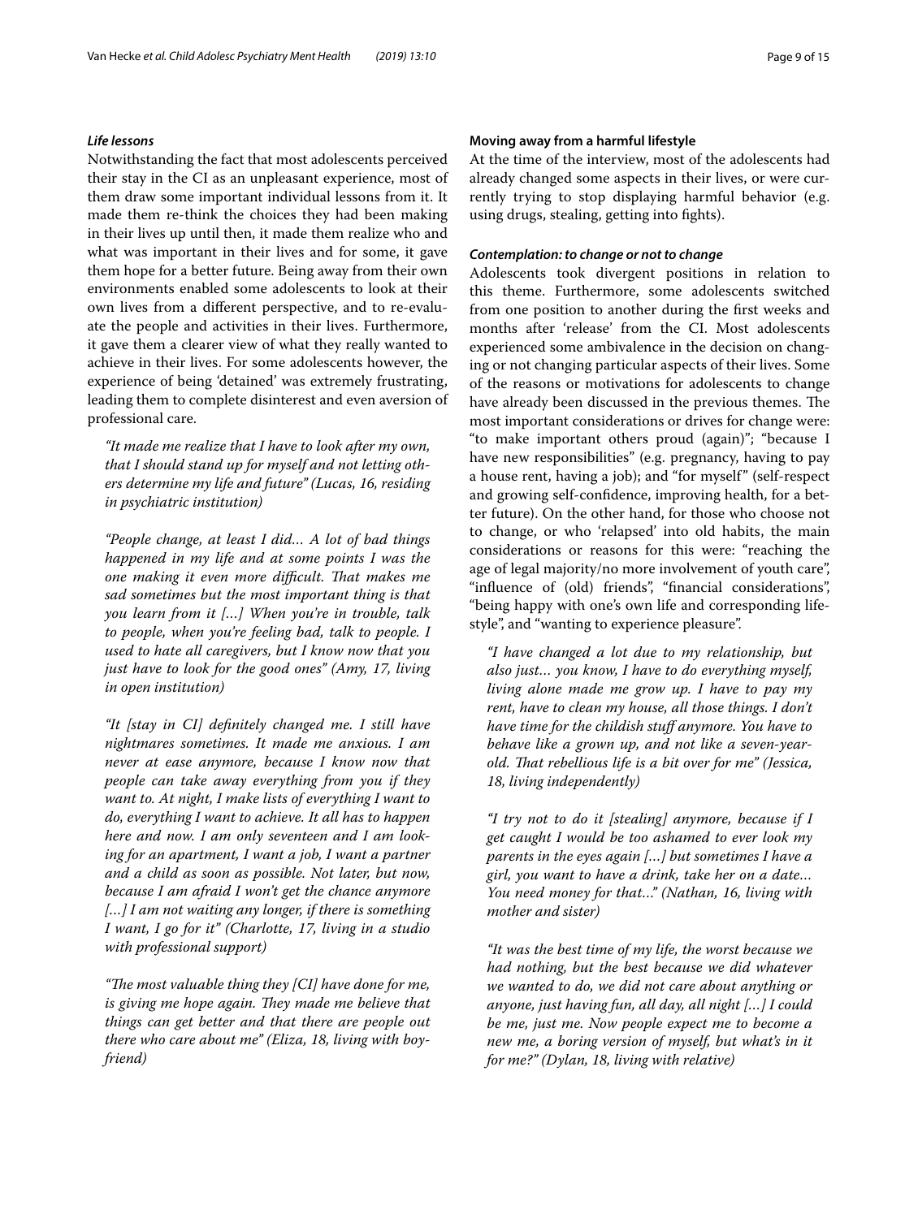#### *Life lessons*

Notwithstanding the fact that most adolescents perceived their stay in the CI as an unpleasant experience, most of them draw some important individual lessons from it. It made them re-think the choices they had been making in their lives up until then, it made them realize who and what was important in their lives and for some, it gave them hope for a better future. Being away from their own environments enabled some adolescents to look at their own lives from a different perspective, and to re-evaluate the people and activities in their lives. Furthermore, it gave them a clearer view of what they really wanted to achieve in their lives. For some adolescents however, the experience of being 'detained' was extremely frustrating, leading them to complete disinterest and even aversion of professional care.

> *"It made me realize that I have to look after my own, that I should stand up for myself and not letting others determine my life and future" (Lucas, 16, residing in psychiatric institution)*

> *"People change, at least I did… A lot of bad things happened in my life and at some points I was the one making it even more difficult. That makes me sad sometimes but the most important thing is that you learn from it […] When you're in trouble, talk to people, when you're feeling bad, talk to people. I used to hate all caregivers, but I know now that you just have to look for the good ones" (Amy, 17, living in open institution)*

> *"It [stay in CI] definitely changed me. I still have nightmares sometimes. It made me anxious. I am never at ease anymore, because I know now that people can take away everything from you if they want to. At night, I make lists of everything I want to do, everything I want to achieve. It all has to happen here and now. I am only seventeen and I am looking for an apartment, I want a job, I want a partner and a child as soon as possible. Not later, but now, because I am afraid I won't get the chance anymore […] I am not waiting any longer, if there is something I want, I go for it" (Charlotte, 17, living in a studio with professional support)*

> *"The most valuable thing they [CI] have done for me, is giving me hope again. They made me believe that things can get better and that there are people out there who care about me" (Eliza, 18, living with boyfriend)*

### Moving away from a harmful lifestyle

At the time of the interview, most of the adolescents had already changed some aspects in their lives, or were currently trying to stop displaying harmful behavior (e.g. using drugs, stealing, getting into fights).

#### *Contemplation: to change or not to change*

Adolescents took divergent positions in relation to this theme. Furthermore, some adolescents switched from one position to another during the first weeks and months after 'release' from the CI. Most adolescents experienced some ambivalence in the decision on changing or not changing particular aspects of their lives. Some of the reasons or motivations for adolescents to change have already been discussed in the previous themes. The most important considerations or drives for change were: "to make important others proud (again)"; "because I have new responsibilities" (e.g. pregnancy, having to pay a house rent, having a job); and "for myself" (self-respect and growing self-confidence, improving health, for a better future). On the other hand, for those who choose not to change, or who 'relapsed' into old habits, the main considerations or reasons for this were: "reaching the age of legal majority/no more involvement of youth care", "influence of (old) friends", "financial considerations", "being happy with one's own life and corresponding lifestyle", and "wanting to experience pleasure".

> *"I have changed a lot due to my relationship, but also just… you know, I have to do everything myself, living alone made me grow up. I have to pay my rent, have to clean my house, all those things. I don't have time for the childish stuff anymore. You have to behave like a grown up, and not like a seven-year-old. That rebellious life is a bit over for me" (Jessica, 18, living independently)*

> *"I try not to do it [stealing] anymore, because if I get caught I would be too ashamed to ever look my parents in the eyes again […] but sometimes I have a girl, you want to have a drink, take her on a date… You need money for that…" (Nathan, 16, living with mother and sister)*

> *"It was the best time of my life, the worst because we had nothing, but the best because we did whatever we wanted to do, we did not care about anything or anyone, just having fun, all day, all night […] I could be me, just me. Now people expect me to become a new me, a boring version of myself, but what's in it for me?" (Dylan, 18, living with relative)*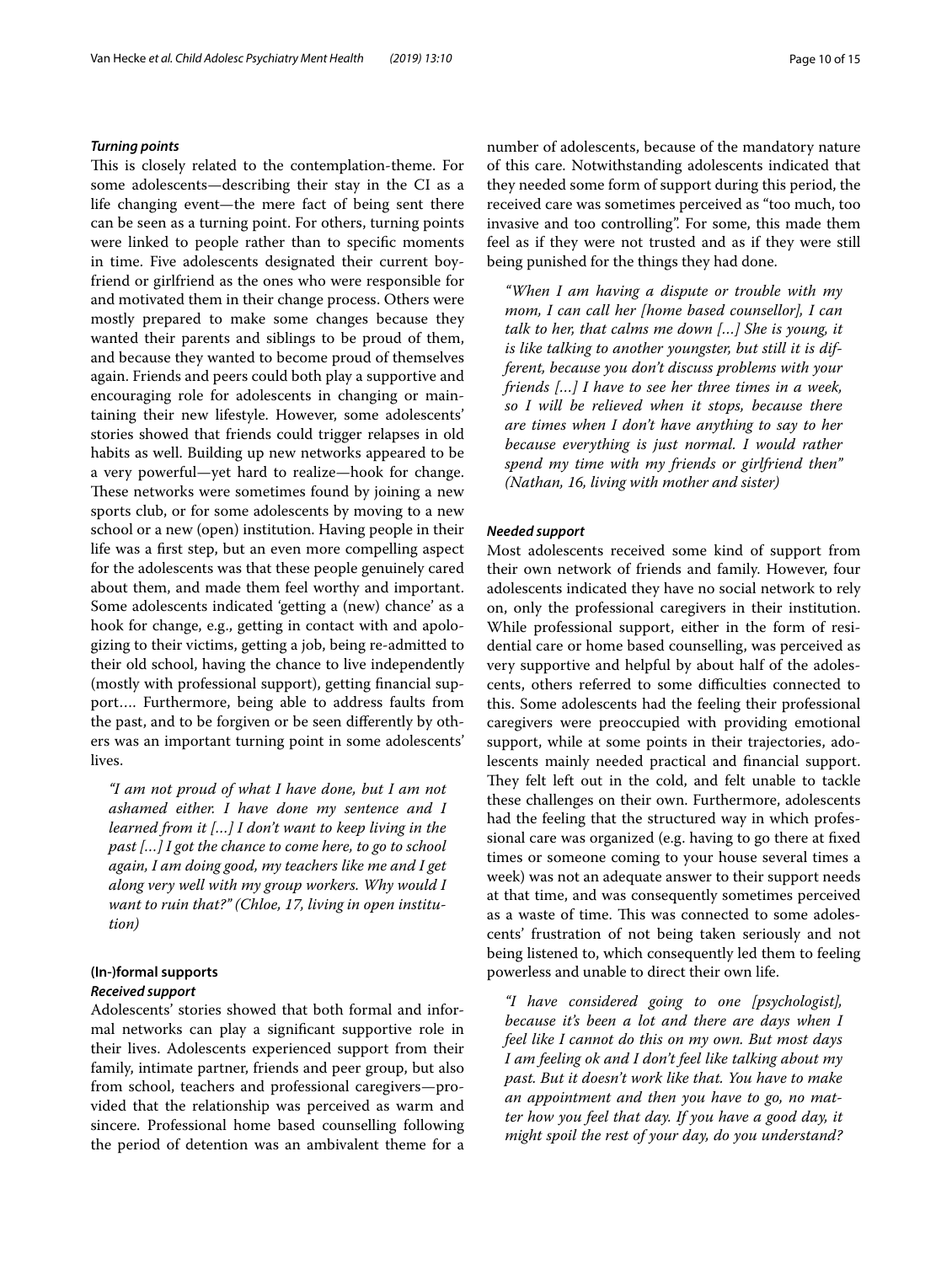#### *Turning points*

This is closely related to the contemplation-theme. For some adolescents—describing their stay in the CI as a life changing event—the mere fact of being sent there can be seen as a turning point. For others, turning points were linked to people rather than to specific moments in time. Five adolescents designated their current boyfriend or girlfriend as the ones who were responsible for and motivated them in their change process. Others were mostly prepared to make some changes because they wanted their parents and siblings to be proud of them, and because they wanted to become proud of themselves again. Friends and peers could both play a supportive and encouraging role for adolescents in changing or maintaining their new lifestyle. However, some adolescents' stories showed that friends could trigger relapses in old habits as well. Building up new networks appeared to be a very powerful—yet hard to realize—hook for change. These networks were sometimes found by joining a new sports club, or for some adolescents by moving to a new school or a new (open) institution. Having people in their life was a first step, but an even more compelling aspect for the adolescents was that these people genuinely cared about them, and made them feel worthy and important. Some adolescents indicated 'getting a (new) chance' as a hook for change, e.g., getting in contact with and apologizing to their victims, getting a job, being re-admitted to their old school, having the chance to live independently (mostly with professional support), getting financial support…. Furthermore, being able to address faults from the past, and to be forgiven or be seen differently by others was an important turning point in some adolescents' lives.

> *"I am not proud of what I have done, but I am not ashamed either. I have done my sentence and I learned from it […] I don't want to keep living in the past […] I got the chance to come here, to go to school again, I am doing good, my teachers like me and I get along very well with my group workers. Why would I want to ruin that?" (Chloe, 17, living in open institution)*

### (In-)formal supports

#### *Received support*

Adolescents' stories showed that both formal and informal networks can play a significant supportive role in their lives. Adolescents experienced support from their family, intimate partner, friends and peer group, but also from school, teachers and professional caregivers—provided that the relationship was perceived as warm and sincere. Professional home based counselling following the period of detention was an ambivalent theme for a number of adolescents, because of the mandatory nature of this care. Notwithstanding adolescents indicated that they needed some form of support during this period, the received care was sometimes perceived as "too much, too invasive and too controlling". For some, this made them feel as if they were not trusted and as if they were still being punished for the things they had done.

> *"When I am having a dispute or trouble with my mom, I can call her [home based counsellor], I can talk to her, that calms me down […] She is young, it is like talking to another youngster, but still it is different, because you don't discuss problems with your friends […] I have to see her three times in a week, so I will be relieved when it stops, because there are times when I don't have anything to say to her because everything is just normal. I would rather spend my time with my friends or girlfriend then" (Nathan, 16, living with mother and sister)*

#### *Needed support*

Most adolescents received some kind of support from their own network of friends and family. However, four adolescents indicated they have no social network to rely on, only the professional caregivers in their institution. While professional support, either in the form of residential care or home based counselling, was perceived as very supportive and helpful by about half of the adolescents, others referred to some difficulties connected to this. Some adolescents had the feeling their professional caregivers were preoccupied with providing emotional support, while at some points in their trajectories, adolescents mainly needed practical and financial support. They felt left out in the cold, and felt unable to tackle these challenges on their own. Furthermore, adolescents had the feeling that the structured way in which professional care was organized (e.g. having to go there at fixed times or someone coming to your house several times a week) was not an adequate answer to their support needs at that time, and was consequently sometimes perceived as a waste of time. This was connected to some adolescents' frustration of not being taken seriously and not being listened to, which consequently led them to feeling powerless and unable to direct their own life.

> *"I have considered going to one [psychologist], because it's been a lot and there are days when I feel like I cannot do this on my own. But most days I am feeling ok and I don't feel like talking about my past. But it doesn't work like that. You have to make an appointment and then you have to go, no matter how you feel that day. If you have a good day, it might spoil the rest of your day, do you understand?*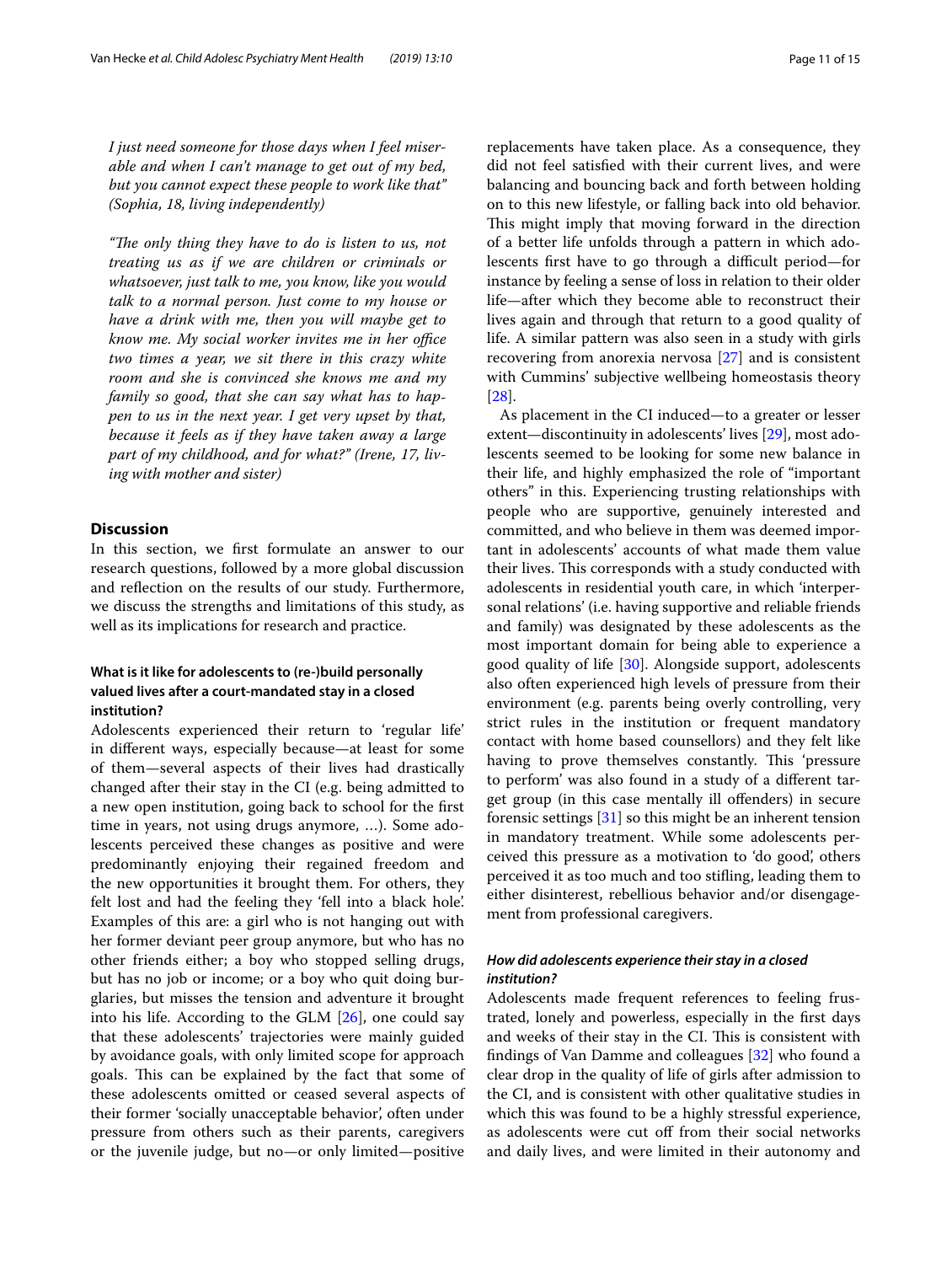*I just need someone for those days when I feel miserable and when I can't manage to get out of my bed, but you cannot expect these people to work like that" (Sophia, 18, living independently)*

*"The only thing they have to do is listen to us, not treating us as if we are children or criminals or whatsoever, just talk to me, you know, like you would talk to a normal person. Just come to my house or have a drink with me, then you will maybe get to know me. My social worker invites me in her office two times a year, we sit there in this crazy white room and she is convinced she knows me and my family so good, that she can say what has to happen to us in the next year. I get very upset by that, because it feels as if they have taken away a large part of my childhood, and for what?" (Irene, 17, living with mother and sister)*

## Discussion

In this section, we first formulate an answer to our research questions, followed by a more global discussion and reflection on the results of our study. Furthermore, we discuss the strengths and limitations of this study, as well as its implications for research and practice.

### What is it like for adolescents to (re-)build personally valued lives after a court-mandated stay in a closed institution?

Adolescents experienced their return to 'regular life' in different ways, especially because—at least for some of them—several aspects of their lives had drastically changed after their stay in the CI (e.g. being admitted to a new open institution, going back to school for the first time in years, not using drugs anymore, …). Some adolescents perceived these changes as positive and were predominantly enjoying their regained freedom and the new opportunities it brought them. For others, they felt lost and had the feeling they 'fell into a black hole'. Examples of this are: a girl who is not hanging out with her former deviant peer group anymore, but who has no other friends either; a boy who stopped selling drugs, but has no job or income; or a boy who quit doing burglaries, but misses the tension and adventure it brought into his life. According to the GLM [26], one could say that these adolescents' trajectories were mainly guided by avoidance goals, with only limited scope for approach goals. This can be explained by the fact that some of these adolescents omitted or ceased several aspects of their former 'socially unacceptable behavior', often under pressure from others such as their parents, caregivers or the juvenile judge, but no—or only limited—positive replacements have taken place. As a consequence, they did not feel satisfied with their current lives, and were balancing and bouncing back and forth between holding on to this new lifestyle, or falling back into old behavior. This might imply that moving forward in the direction of a better life unfolds through a pattern in which adolescents first have to go through a difficult period—for instance by feeling a sense of loss in relation to their older life—after which they become able to reconstruct their lives again and through that return to a good quality of life. A similar pattern was also seen in a study with girls recovering from anorexia nervosa [27] and is consistent with Cummins' subjective wellbeing homeostasis theory [28].

As placement in the CI induced—to a greater or lesser extent—discontinuity in adolescents' lives [29], most adolescents seemed to be looking for some new balance in their life, and highly emphasized the role of "important others" in this. Experiencing trusting relationships with people who are supportive, genuinely interested and committed, and who believe in them was deemed important in adolescents' accounts of what made them value their lives. This corresponds with a study conducted with adolescents in residential youth care, in which 'interpersonal relations' (i.e. having supportive and reliable friends and family) was designated by these adolescents as the most important domain for being able to experience a good quality of life [30]. Alongside support, adolescents also often experienced high levels of pressure from their environment (e.g. parents being overly controlling, very strict rules in the institution or frequent mandatory contact with home based counsellors) and they felt like having to prove themselves constantly. This 'pressure to perform' was also found in a study of a different target group (in this case mentally ill offenders) in secure forensic settings [31] so this might be an inherent tension in mandatory treatment. While some adolescents perceived this pressure as a motivation to 'do good', others perceived it as too much and too stifling, leading them to either disinterest, rebellious behavior and/or disengagement from professional caregivers.

### How did adolescents experience their stay in a closed institution?

Adolescents made frequent references to feeling frustrated, lonely and powerless, especially in the first days and weeks of their stay in the CI. This is consistent with findings of Van Damme and colleagues [32] who found a clear drop in the quality of life of girls after admission to the CI, and is consistent with other qualitative studies in which this was found to be a highly stressful experience, as adolescents were cut off from their social networks and daily lives, and were limited in their autonomy and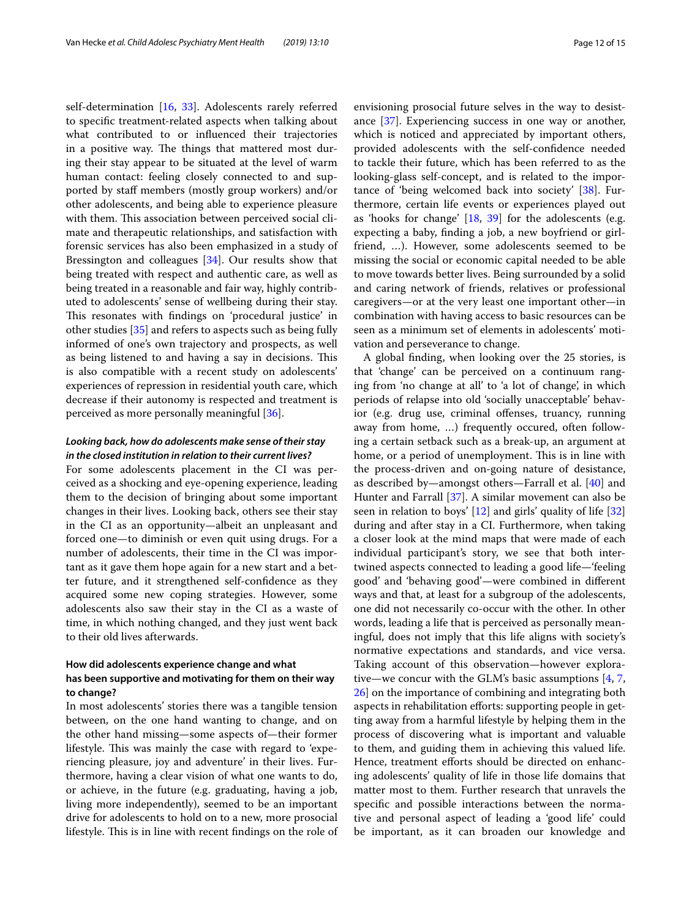self-determination [16, 33]. Adolescents rarely referred to specific treatment-related aspects when talking about what contributed to or influenced their trajectories in a positive way. The things that mattered most during their stay appear to be situated at the level of warm human contact: feeling closely connected to and supported by staff members (mostly group workers) and/or other adolescents, and being able to experience pleasure with them. This association between perceived social climate and therapeutic relationships, and satisfaction with forensic services has also been emphasized in a study of Bressington and colleagues [34]. Our results show that being treated with respect and authentic care, as well as being treated in a reasonable and fair way, highly contributed to adolescents' sense of wellbeing during their stay. This resonates with findings on 'procedural justice' in other studies [35] and refers to aspects such as being fully informed of one's own trajectory and prospects, as well as being listened to and having a say in decisions. This is also compatible with a recent study on adolescents' experiences of repression in residential youth care, which decrease if their autonomy is respected and treatment is perceived as more personally meaningful [36].

#### *Looking back, how do adolescents make sense of their stay in the closed institution in relation to their current lives?*

For some adolescents placement in the CI was perceived as a shocking and eye-opening experience, leading them to the decision of bringing about some important changes in their lives. Looking back, others see their stay in the CI as an opportunity—albeit an unpleasant and forced one—to diminish or even quit using drugs. For a number of adolescents, their time in the CI was important as it gave them hope again for a new start and a better future, and it strengthened self-confidence as they acquired some new coping strategies. However, some adolescents also saw their stay in the CI as a waste of time, in which nothing changed, and they just went back to their old lives afterwards.

### How did adolescents experience change and what has been supportive and motivating for them on their way to change?

In most adolescents' stories there was a tangible tension between, on the one hand wanting to change, and on the other hand missing—some aspects of—their former lifestyle. This was mainly the case with regard to 'experiencing pleasure, joy and adventure' in their lives. Furthermore, having a clear vision of what one wants to do, or achieve, in the future (e.g. graduating, having a job, living more independently), seemed to be an important drive for adolescents to hold on to a new, more prosocial lifestyle. This is in line with recent findings on the role of envisioning prosocial future selves in the way to desistance [37]. Experiencing success in one way or another, which is noticed and appreciated by important others, provided adolescents with the self-confidence needed to tackle their future, which has been referred to as the looking-glass self-concept, and is related to the importance of 'being welcomed back into society' [38]. Furthermore, certain life events or experiences played out as 'hooks for change' [18, 39] for the adolescents (e.g. expecting a baby, finding a job, a new boyfriend or girlfriend, …). However, some adolescents seemed to be missing the social or economic capital needed to be able to move towards better lives. Being surrounded by a solid and caring network of friends, relatives or professional caregivers—or at the very least one important other—in combination with having access to basic resources can be seen as a minimum set of elements in adolescents' motivation and perseverance to change.

A global finding, when looking over the 25 stories, is that 'change' can be perceived on a continuum ranging from 'no change at all' to 'a lot of change', in which periods of relapse into old 'socially unacceptable' behavior (e.g. drug use, criminal offenses, truancy, running away from home, …) frequently occured, often following a certain setback such as a break-up, an argument at home, or a period of unemployment. This is in line with the process-driven and on-going nature of desistance, as described by—amongst others—Farrall et al. [40] and Hunter and Farrall [37]. A similar movement can also be seen in relation to boys' [12] and girls' quality of life [32] during and after stay in a CI. Furthermore, when taking a closer look at the mind maps that were made of each individual participant's story, we see that both intertwined aspects connected to leading a good life—'feeling good' and 'behaving good'—were combined in different ways and that, at least for a subgroup of the adolescents, one did not necessarily co-occur with the other. In other words, leading a life that is perceived as personally meaningful, does not imply that this life aligns with society's normative expectations and standards, and vice versa. Taking account of this observation—however explorative—we concur with the GLM's basic assumptions [4, 7, 26] on the importance of combining and integrating both aspects in rehabilitation efforts: supporting people in getting away from a harmful lifestyle by helping them in the process of discovering what is important and valuable to them, and guiding them in achieving this valued life. Hence, treatment efforts should be directed on enhancing adolescents' quality of life in those life domains that matter most to them. Further research that unravels the specific and possible interactions between the normative and personal aspect of leading a 'good life' could be important, as it can broaden our knowledge and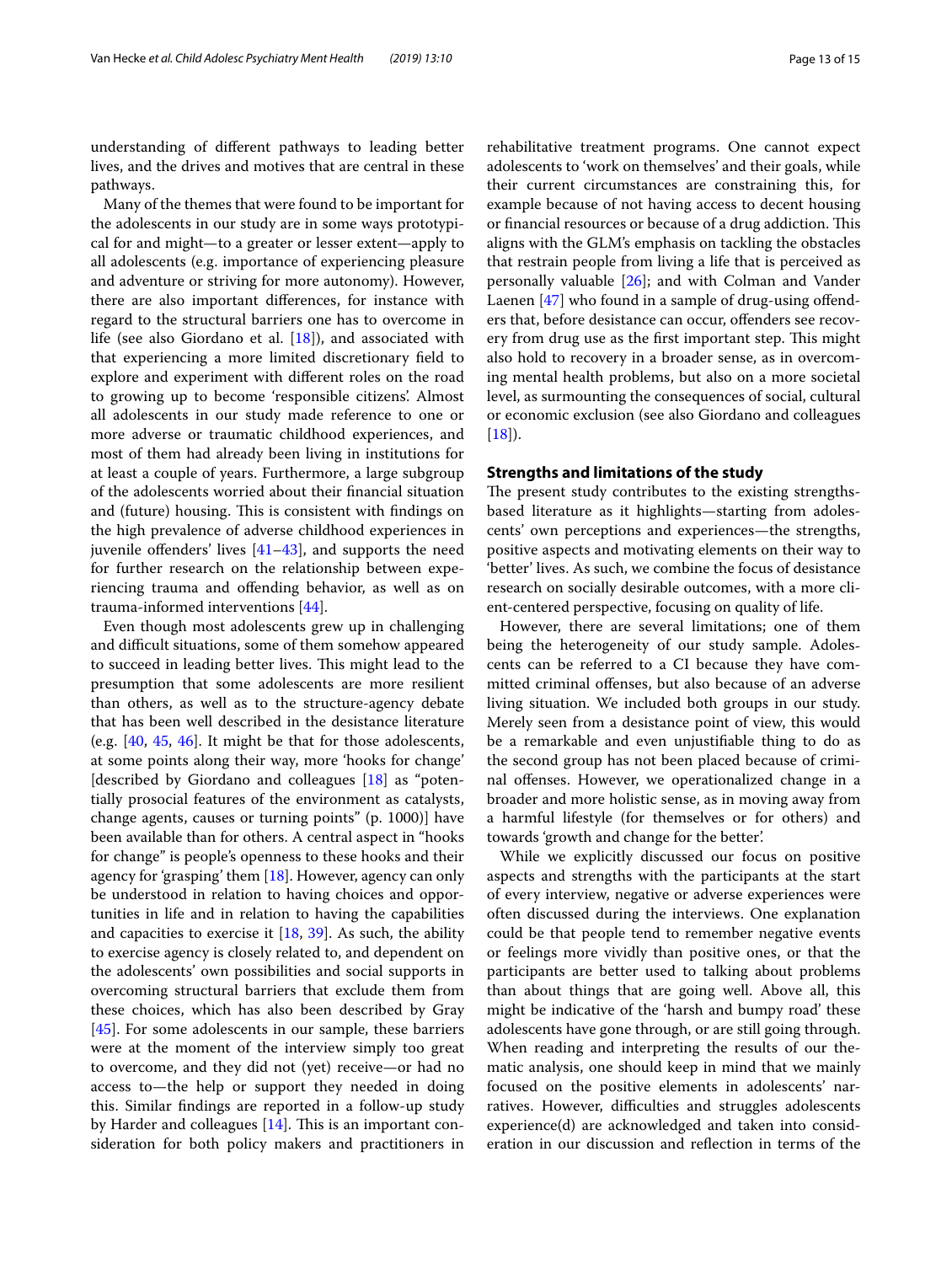understanding of different pathways to leading better lives, and the drives and motives that are central in these pathways.

Many of the themes that were found to be important for the adolescents in our study are in some ways prototypical for and might—to a greater or lesser extent—apply to all adolescents (e.g. importance of experiencing pleasure and adventure or striving for more autonomy). However, there are also important differences, for instance with regard to the structural barriers one has to overcome in life (see also Giordano et al. [18]), and associated with that experiencing a more limited discretionary field to explore and experiment with different roles on the road to growing up to become 'responsible citizens'. Almost all adolescents in our study made reference to one or more adverse or traumatic childhood experiences, and most of them had already been living in institutions for at least a couple of years. Furthermore, a large subgroup of the adolescents worried about their financial situation and (future) housing. This is consistent with findings on the high prevalence of adverse childhood experiences in juvenile offenders' lives [41–43], and supports the need for further research on the relationship between experiencing trauma and offending behavior, as well as on trauma-informed interventions [44].

Even though most adolescents grew up in challenging and difficult situations, some of them somehow appeared to succeed in leading better lives. This might lead to the presumption that some adolescents are more resilient than others, as well as to the structure-agency debate that has been well described in the desistance literature (e.g. [40, 45, 46]. It might be that for those adolescents, at some points along their way, more 'hooks for change' [described by Giordano and colleagues [18] as "potentially prosocial features of the environment as catalysts, change agents, causes or turning points" (p. 1000)] have been available than for others. A central aspect in "hooks for change" is people's openness to these hooks and their agency for 'grasping' them [18]. However, agency can only be understood in relation to having choices and opportunities in life and in relation to having the capabilities and capacities to exercise it [18, 39]. As such, the ability to exercise agency is closely related to, and dependent on the adolescents' own possibilities and social supports in overcoming structural barriers that exclude them from these choices, which has also been described by Gray [45]. For some adolescents in our sample, these barriers were at the moment of the interview simply too great to overcome, and they did not (yet) receive—or had no access to—the help or support they needed in doing this. Similar findings are reported in a follow-up study by Harder and colleagues [14]. This is an important consideration for both policy makers and practitioners in rehabilitative treatment programs. One cannot expect adolescents to 'work on themselves' and their goals, while their current circumstances are constraining this, for example because of not having access to decent housing or financial resources or because of a drug addiction. This aligns with the GLM's emphasis on tackling the obstacles that restrain people from living a life that is perceived as personally valuable [26]; and with Colman and Vander Laenen [47] who found in a sample of drug-using offenders that, before desistance can occur, offenders see recovery from drug use as the first important step. This might also hold to recovery in a broader sense, as in overcoming mental health problems, but also on a more societal level, as surmounting the consequences of social, cultural or economic exclusion (see also Giordano and colleagues [18]).

### Strengths and limitations of the study

The present study contributes to the existing strengths-based literature as it highlights—starting from adolescents' own perceptions and experiences—the strengths, positive aspects and motivating elements on their way to 'better' lives. As such, we combine the focus of desistance research on socially desirable outcomes, with a more client-centered perspective, focusing on quality of life.

However, there are several limitations; one of them being the heterogeneity of our study sample. Adolescents can be referred to a CI because they have committed criminal offenses, but also because of an adverse living situation. We included both groups in our study. Merely seen from a desistance point of view, this would be a remarkable and even unjustifiable thing to do as the second group has not been placed because of criminal offenses. However, we operationalized change in a broader and more holistic sense, as in moving away from a harmful lifestyle (for themselves or for others) and towards 'growth and change for the better'.

While we explicitly discussed our focus on positive aspects and strengths with the participants at the start of every interview, negative or adverse experiences were often discussed during the interviews. One explanation could be that people tend to remember negative events or feelings more vividly than positive ones, or that the participants are better used to talking about problems than about things that are going well. Above all, this might be indicative of the 'harsh and bumpy road' these adolescents have gone through, or are still going through. When reading and interpreting the results of our thematic analysis, one should keep in mind that we mainly focused on the positive elements in adolescents' narratives. However, difficulties and struggles adolescents experience(d) are acknowledged and taken into consideration in our discussion and reflection in terms of the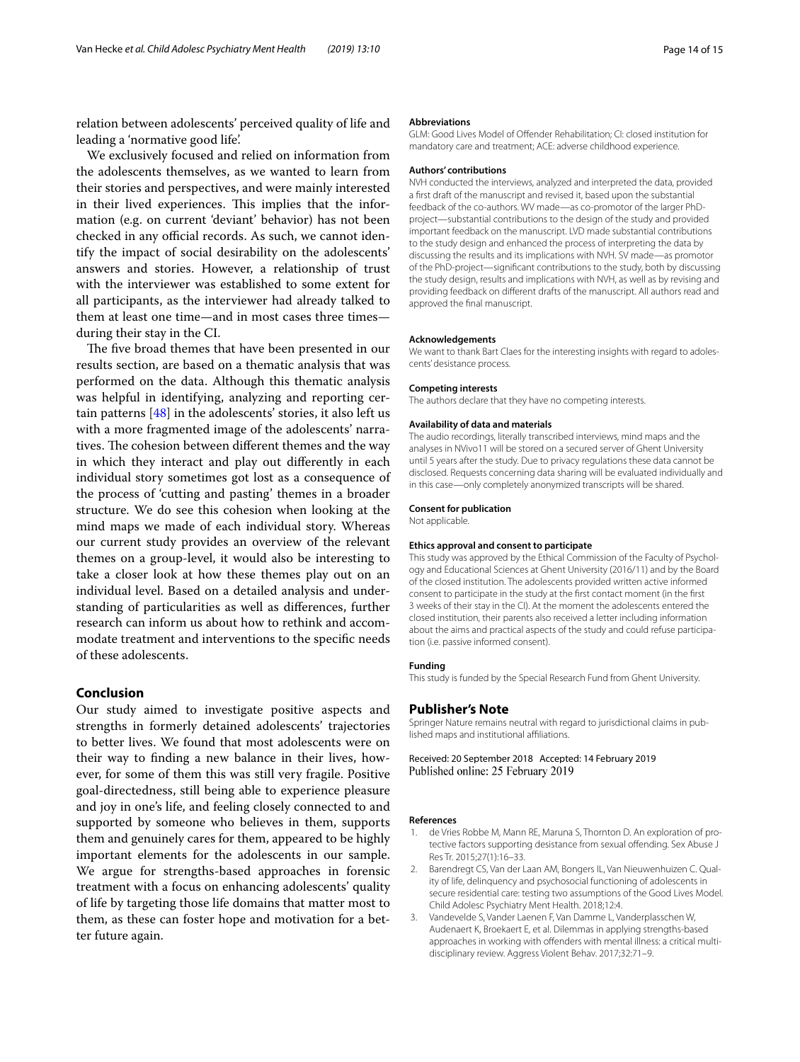relation between adolescents' perceived quality of life and leading a 'normative good life'.

We exclusively focused and relied on information from the adolescents themselves, as we wanted to learn from their stories and perspectives, and were mainly interested in their lived experiences. This implies that the information (e.g. on current 'deviant' behavior) has not been checked in any official records. As such, we cannot identify the impact of social desirability on the adolescents' answers and stories. However, a relationship of trust with the interviewer was established to some extent for all participants, as the interviewer had already talked to them at least one time—and in most cases three times—during their stay in the CI.

The five broad themes that have been presented in our results section, are based on a thematic analysis that was performed on the data. Although this thematic analysis was helpful in identifying, analyzing and reporting certain patterns [48] in the adolescents' stories, it also left us with a more fragmented image of the adolescents' narratives. The cohesion between different themes and the way in which they interact and play out differently in each individual story sometimes got lost as a consequence of the process of 'cutting and pasting' themes in a broader structure. We do see this cohesion when looking at the mind maps we made of each individual story. Whereas our current study provides an overview of the relevant themes on a group-level, it would also be interesting to take a closer look at how these themes play out on an individual level. Based on a detailed analysis and understanding of particularities as well as differences, further research can inform us about how to rethink and accommodate treatment and interventions to the specific needs of these adolescents.

## Conclusion

Our study aimed to investigate positive aspects and strengths in formerly detained adolescents' trajectories to better lives. We found that most adolescents were on their way to finding a new balance in their lives, however, for some of them this was still very fragile. Positive goal-directedness, still being able to experience pleasure and joy in one's life, and feeling closely connected to and supported by someone who believes in them, supports them and genuinely cares for them, appeared to be highly important elements for the adolescents in our sample. We argue for strengths-based approaches in forensic treatment with a focus on enhancing adolescents' quality of life by targeting those life domains that matter most to them, as these can foster hope and motivation for a better future again.

#### Abbreviations

GLM: Good Lives Model of Offender Rehabilitation; CI: closed institution for mandatory care and treatment; ACE: adverse childhood experience.

#### Authors' contributions

NVH conducted the interviews, analyzed and interpreted the data, provided a first draft of the manuscript and revised it, based upon the substantial feedback of the co-authors. WV made—as co-promotor of the larger PhD-project—substantial contributions to the design of the study and provided important feedback on the manuscript. LVD made substantial contributions to the study design and enhanced the process of interpreting the data by discussing the results and its implications with NVH. SV made—as promotor of the PhD-project—significant contributions to the study, both by discussing the study design, results and implications with NVH, as well as by revising and providing feedback on different drafts of the manuscript. All authors read and approved the final manuscript.

#### Acknowledgements

We want to thank Bart Claes for the interesting insights with regard to adolescents' desistance process.

#### Competing interests

The authors declare that they have no competing interests.

#### Availability of data and materials

The audio recordings, literally transcribed interviews, mind maps and the analyses in NVivo11 will be stored on a secured server of Ghent University until 5 years after the study. Due to privacy regulations these data cannot be disclosed. Requests concerning data sharing will be evaluated individually and in this case—only completely anonymized transcripts will be shared.

#### Consent for publication

Not applicable.

#### Ethics approval and consent to participate

This study was approved by the Ethical Commission of the Faculty of Psychology and Educational Sciences at Ghent University (2016/11) and by the Board of the closed institution. The adolescents provided written active informed consent to participate in the study at the first contact moment (in the first 3 weeks of their stay in the CI). At the moment the adolescents entered the closed institution, their parents also received a letter including information about the aims and practical aspects of the study and could refuse participation (i.e. passive informed consent).

#### Funding

This study is funded by the Special Research Fund from Ghent University.

## Publisher's Note

Springer Nature remains neutral with regard to jurisdictional claims in published maps and institutional affiliations.

Received: 20 September 2018 Accepted: 14 February 2019
Published online: 25 February 2019

#### References

1. de Vries Robbe M, Mann RE, Maruna S, Thornton D. An exploration of protective factors supporting desistance from sexual offending. Sex Abuse J Res Tr. 2015;27(1):16–33.
2. Barendregt CS, Van der Laan AM, Bongers IL, Van Nieuwenhuizen C. Quality of life, delinquency and psychosocial functioning of adolescents in secure residential care: testing two assumptions of the Good Lives Model. Child Adolesc Psychiatry Ment Health. 2018;12:4.
3. Vandevelde S, Vander Laenen F, Van Damme L, Vanderplasschen W, Audenaert K, Broekaert E, et al. Dilemmas in applying strengths-based approaches in working with offenders with mental illness: a critical multidisciplinary review. Aggress Violent Behav. 2017;32:71–9.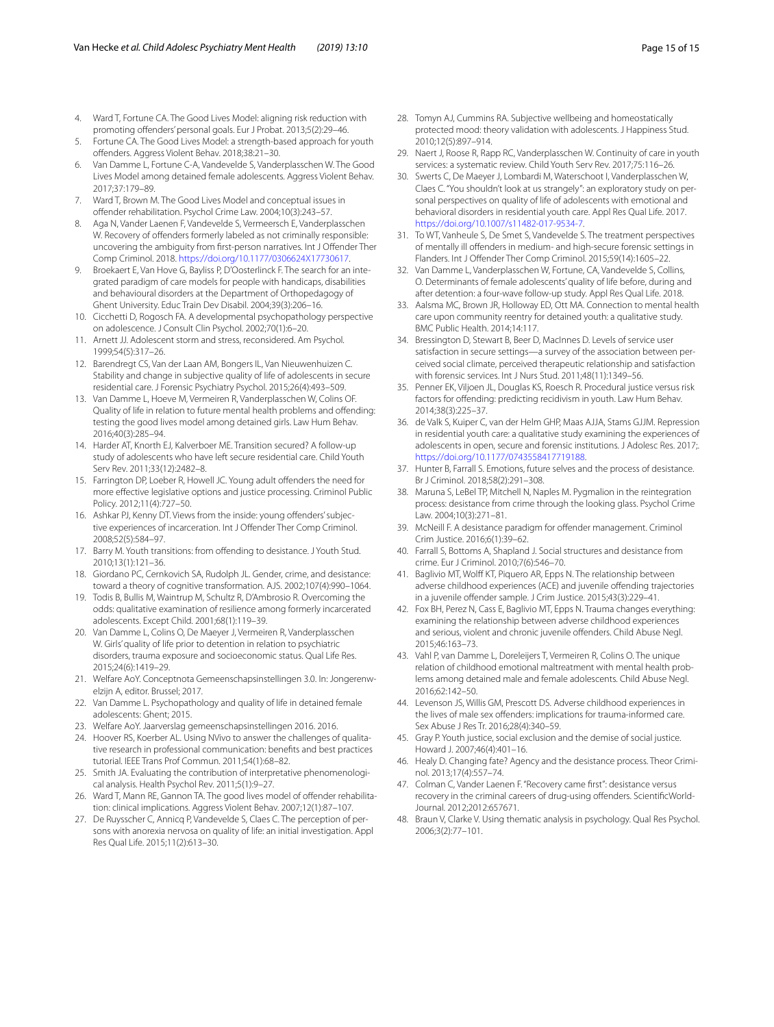4. Ward T, Fortune CA. The Good Lives Model: aligning risk reduction with promoting offenders' personal goals. Eur J Probat. 2013;5(2):29–46.
5. Fortune CA. The Good Lives Model: a strength-based approach for youth offenders. Aggress Violent Behav. 2018;38:21–30.
6. Van Damme L, Fortune C-A, Vandevelde S, Vanderplasschen W. The Good Lives Model among detained female adolescents. Aggress Violent Behav. 2017;37:179–89.
7. Ward T, Brown M. The Good Lives Model and conceptual issues in offender rehabilitation. Psychol Crime Law. 2004;10(3):243–57.
8. Aga N, Vander Laenen F, Vandevelde S, Vermeersch E, Vanderplasschen W. Recovery of offenders formerly labeled as not criminally responsible: uncovering the ambiguity from first-person narratives. Int J Offender Ther Comp Criminol. 2018. https://doi.org/10.1177/0306624X17730617.
9. Broekaert E, Van Hove G, Bayliss P, D'Oosterlinck F. The search for an integrated paradigm of care models for people with handicaps, disabilities and behavioural disorders at the Department of Orthopedagogy of Ghent University. Educ Train Dev Disabil. 2004;39(3):206–16.
10. Cicchetti D, Rogosch FA. A developmental psychopathology perspective on adolescence. J Consult Clin Psychol. 2002;70(1):6–20.
11. Arnett JJ. Adolescent storm and stress, reconsidered. Am Psychol. 1999;54(5):317–26.
12. Barendregt CS, Van der Laan AM, Bongers IL, Van Nieuwenhuizen C. Stability and change in subjective quality of life of adolescents in secure residential care. J Forensic Psychiatry Psychol. 2015;26(4):493–509.
13. Van Damme L, Hoeve M, Vermeiren R, Vanderplasschen W, Colins OF. Quality of life in relation to future mental health problems and offending: testing the good lives model among detained girls. Law Hum Behav. 2016;40(3):285–94.
14. Harder AT, Knorth EJ, Kalverboer ME. Transition secured? A follow-up study of adolescents who have left secure residential care. Child Youth Serv Rev. 2011;33(12):2482–8.
15. Farrington DP, Loeber R, Howell JC. Young adult offenders the need for more effective legislative options and justice processing. Criminol Public Policy. 2012;11(4):727–50.
16. Ashkar PJ, Kenny DT. Views from the inside: young offenders' subjective experiences of incarceration. Int J Offender Ther Comp Criminol. 2008;52(5):584–97.
17. Barry M. Youth transitions: from offending to desistance. J Youth Stud. 2010;13(1):121–36.
18. Giordano PC, Cernkovich SA, Rudolph JL. Gender, crime, and desistance: toward a theory of cognitive transformation. AJS. 2002;107(4):990–1064.
19. Todis B, Bullis M, Waintrup M, Schultz R, D'Ambrosio R. Overcoming the odds: qualitative examination of resilience among formerly incarcerated adolescents. Except Child. 2001;68(1):119–39.
20. Van Damme L, Colins O, De Maeyer J, Vermeiren R, Vanderplasschen W. Girls' quality of life prior to detention in relation to psychiatric disorders, trauma exposure and socioeconomic status. Qual Life Res. 2015;24(6):1419–29.
21. Welfare AoY. Conceptnota Gemeenschapsinstellingen 3.0. In: Jongerenwelzijn A, editor. Brussel; 2017.
22. Van Damme L. Psychopathology and quality of life in detained female adolescents: Ghent; 2015.
23. Welfare AoY. Jaarverslag gemeenschapsinstellingen 2016. 2016.
24. Hoover RS, Koerber AL. Using NVivo to answer the challenges of qualitative research in professional communication: benefits and best practices tutorial. IEEE Trans Prof Commun. 2011;54(1):68–82.
25. Smith JA. Evaluating the contribution of interpretative phenomenological analysis. Health Psychol Rev. 2011;5(1):9–27.
26. Ward T, Mann RE, Gannon TA. The good lives model of offender rehabilitation: clinical implications. Aggress Violent Behav. 2007;12(1):87–107.
27. De Ruysscher C, Annicq P, Vandevelde S, Claes C. The perception of persons with anorexia nervosa on quality of life: an initial investigation. Appl Res Qual Life. 2015;11(2):613–30.
28. Tomyn AJ, Cummins RA. Subjective wellbeing and homeostatically protected mood: theory validation with adolescents. J Happiness Stud. 2010;12(5):897–914.
29. Naert J, Roose R, Rapp RC, Vanderplasschen W. Continuity of care in youth services: a systematic review. Child Youth Serv Rev. 2017;75:116–26.
30. Swerts C, De Maeyer J, Lombardi M, Waterschoot I, Vanderplasschen W, Claes C. "You shouldn't look at us strangely": an exploratory study on personal perspectives on quality of life of adolescents with emotional and behavioral disorders in residential youth care. Appl Res Qual Life. 2017. https://doi.org/10.1007/s11482-017-9534-7.
31. To WT, Vanheule S, De Smet S, Vandevelde S. The treatment perspectives of mentally ill offenders in medium- and high-secure forensic settings in Flanders. Int J Offender Ther Comp Criminol. 2015;59(14):1605–22.
32. Van Damme L, Vanderplasschen W, Fortune, CA, Vandevelde S, Collins, O. Determinants of female adolescents' quality of life before, during and after detention: a four-wave follow-up study. Appl Res Qual Life. 2018.
33. Aalsma MC, Brown JR, Holloway ED, Ott MA. Connection to mental health care upon community reentry for detained youth: a qualitative study. BMC Public Health. 2014;14:117.
34. Bressington D, Stewart B, Beer D, MacInnes D. Levels of service user satisfaction in secure settings—a survey of the association between perceived social climate, perceived therapeutic relationship and satisfaction with forensic services. Int J Nurs Stud. 2011;48(11):1349–56.
35. Penner EK, Viljoen JL, Douglas KS, Roesch R. Procedural justice versus risk factors for offending: predicting recidivism in youth. Law Hum Behav. 2014;38(3):225–37.
36. de Valk S, Kuiper C, van der Helm GHP, Maas AJJA, Stams GJJM. Repression in residential youth care: a qualitative study examining the experiences of adolescents in open, secure and forensic institutions. J Adolesc Res. 2017;. https://doi.org/10.1177/0743558417719188.
37. Hunter B, Farrall S. Emotions, future selves and the process of desistance. Br J Criminol. 2018;58(2):291–308.
38. Maruna S, LeBel TP, Mitchell N, Naples M. Pygmalion in the reintegration process: desistance from crime through the looking glass. Psychol Crime Law. 2004;10(3):271–81.
39. McNeill F. A desistance paradigm for offender management. Criminol Crim Justice. 2016;6(1):39–62.
40. Farrall S, Bottoms A, Shapland J. Social structures and desistance from crime. Eur J Criminol. 2010;7(6):546–70.
41. Baglivio MT, Wolff KT, Piquero AR, Epps N. The relationship between adverse childhood experiences (ACE) and juvenile offending trajectories in a juvenile offender sample. J Crim Justice. 2015;43(3):229–41.
42. Fox BH, Perez N, Cass E, Baglivio MT, Epps N. Trauma changes everything: examining the relationship between adverse childhood experiences and serious, violent and chronic juvenile offenders. Child Abuse Negl. 2015;46:163–73.
43. Vahl P, van Damme L, Doreleijers T, Vermeiren R, Colins O. The unique relation of childhood emotional maltreatment with mental health problems among detained male and female adolescents. Child Abuse Negl. 2016;62:142–50.
44. Levenson JS, Willis GM, Prescott DS. Adverse childhood experiences in the lives of male sex offenders: implications for trauma-informed care. Sex Abuse J Res Tr. 2016;28(4):340–59.
45. Gray P. Youth justice, social exclusion and the demise of social justice. Howard J. 2007;46(4):401–16.
46. Healy D. Changing fate? Agency and the desistance process. Theor Criminol. 2013;17(4):557–74.
47. Colman C, Vander Laenen F. "Recovery came first": desistance versus recovery in the criminal careers of drug-using offenders. ScientificWorldJournal. 2012;2012:657671.
48. Braun V, Clarke V. Using thematic analysis in psychology. Qual Res Psychol. 2006;3(2):77–101.